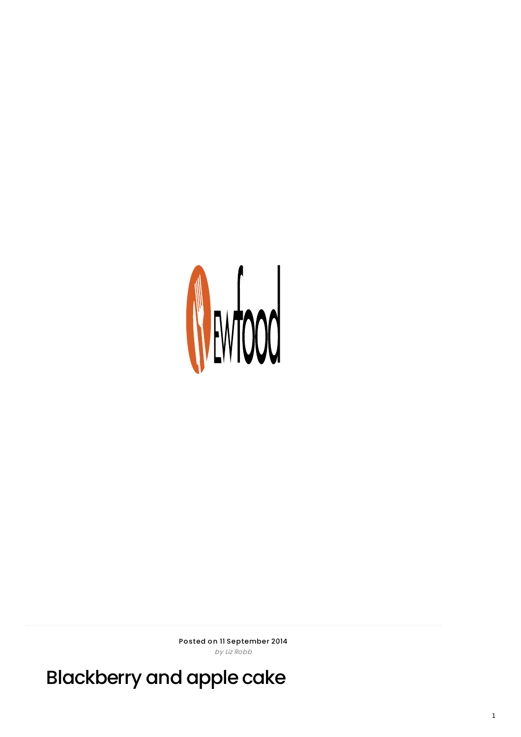Posted on 11 September 2014
*by Liz Robb*

# Blackberry and apple cake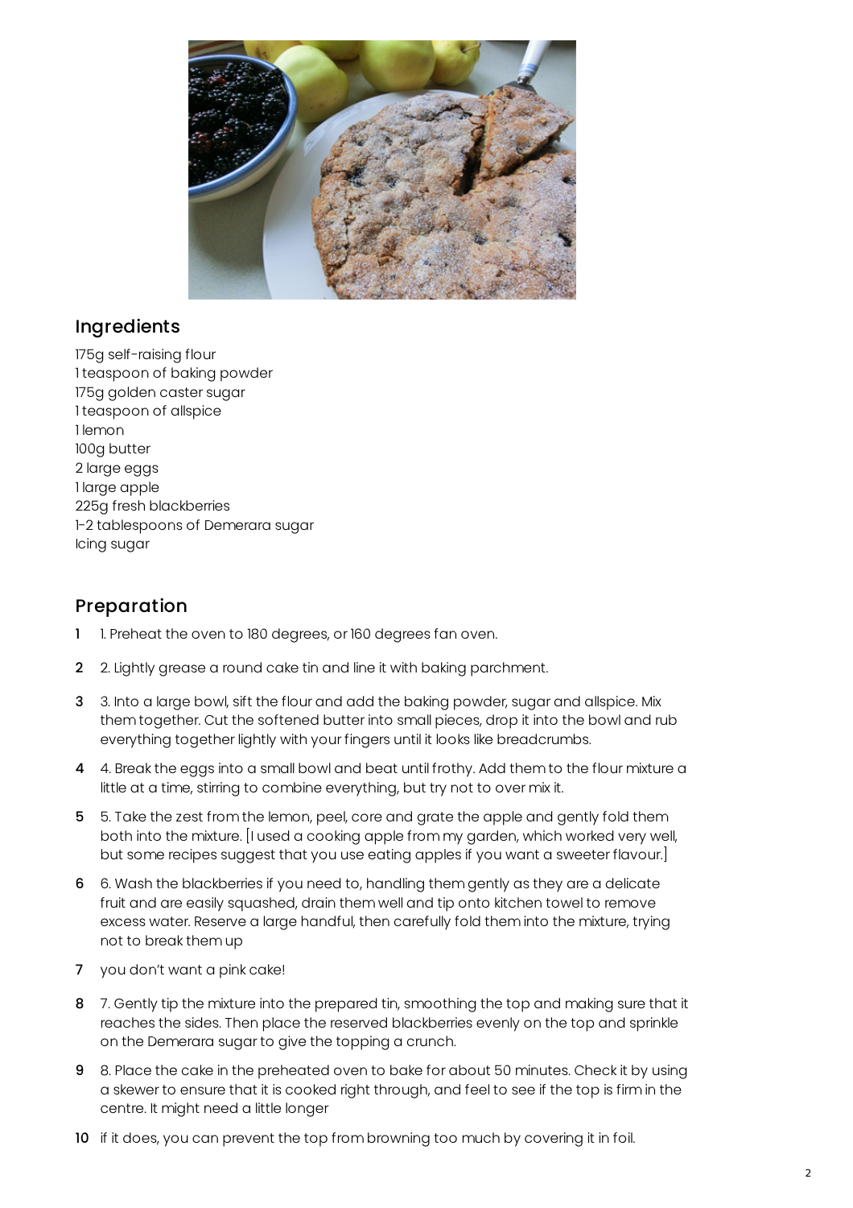## Ingredients

175g self-raising flour
1 teaspoon of baking powder
175g golden caster sugar
1 teaspoon of allspice
1 lemon
100g butter
2 large eggs
1 large apple
225g fresh blackberries
1-2 tablespoons of Demerara sugar
Icing sugar

## Preparation

1. 1. Preheat the oven to 180 degrees, or 160 degrees fan oven.
2. 2. Lightly grease a round cake tin and line it with baking parchment.
3. 3. Into a large bowl, sift the flour and add the baking powder, sugar and allspice. Mix them together. Cut the softened butter into small pieces, drop it into the bowl and rub everything together lightly with your fingers until it looks like breadcrumbs.
4. 4. Break the eggs into a small bowl and beat until frothy. Add them to the flour mixture a little at a time, stirring to combine everything, but try not to over mix it.
5. 5. Take the zest from the lemon, peel, core and grate the apple and gently fold them both into the mixture. [I used a cooking apple from my garden, which worked very well, but some recipes suggest that you use eating apples if you want a sweeter flavour.]
6. 6. Wash the blackberries if you need to, handling them gently as they are a delicate fruit and are easily squashed, drain them well and tip onto kitchen towel to remove excess water. Reserve a large handful, then carefully fold them into the mixture, trying not to break them up
7. you don't want a pink cake!
8. 7. Gently tip the mixture into the prepared tin, smoothing the top and making sure that it reaches the sides. Then place the reserved blackberries evenly on the top and sprinkle on the Demerara sugar to give the topping a crunch.
9. 8. Place the cake in the preheated oven to bake for about 50 minutes. Check it by using a skewer to ensure that it is cooked right through, and feel to see if the top is firm in the centre. It might need a little longer
10. if it does, you can prevent the top from browning too much by covering it in foil.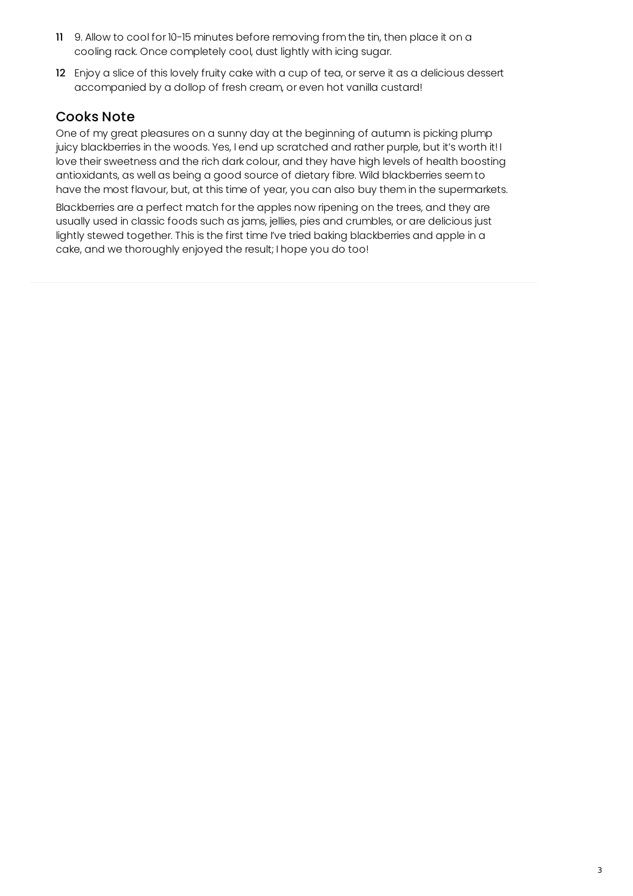11. 9. Allow to cool for 10-15 minutes before removing from the tin, then place it on a cooling rack. Once completely cool, dust lightly with icing sugar.
12. Enjoy a slice of this lovely fruity cake with a cup of tea, or serve it as a delicious dessert accompanied by a dollop of fresh cream, or even hot vanilla custard!

## Cooks Note

One of my great pleasures on a sunny day at the beginning of autumn is picking plump juicy blackberries in the woods. Yes, I end up scratched and rather purple, but it's worth it! I love their sweetness and the rich dark colour, and they have high levels of health boosting antioxidants, as well as being a good source of dietary fibre. Wild blackberries seem to have the most flavour, but, at this time of year, you can also buy them in the supermarkets.

Blackberries are a perfect match for the apples now ripening on the trees, and they are usually used in classic foods such as jams, jellies, pies and crumbles, or are delicious just lightly stewed together. This is the first time I've tried baking blackberries and apple in a cake, and we thoroughly enjoyed the result; I hope you do too!